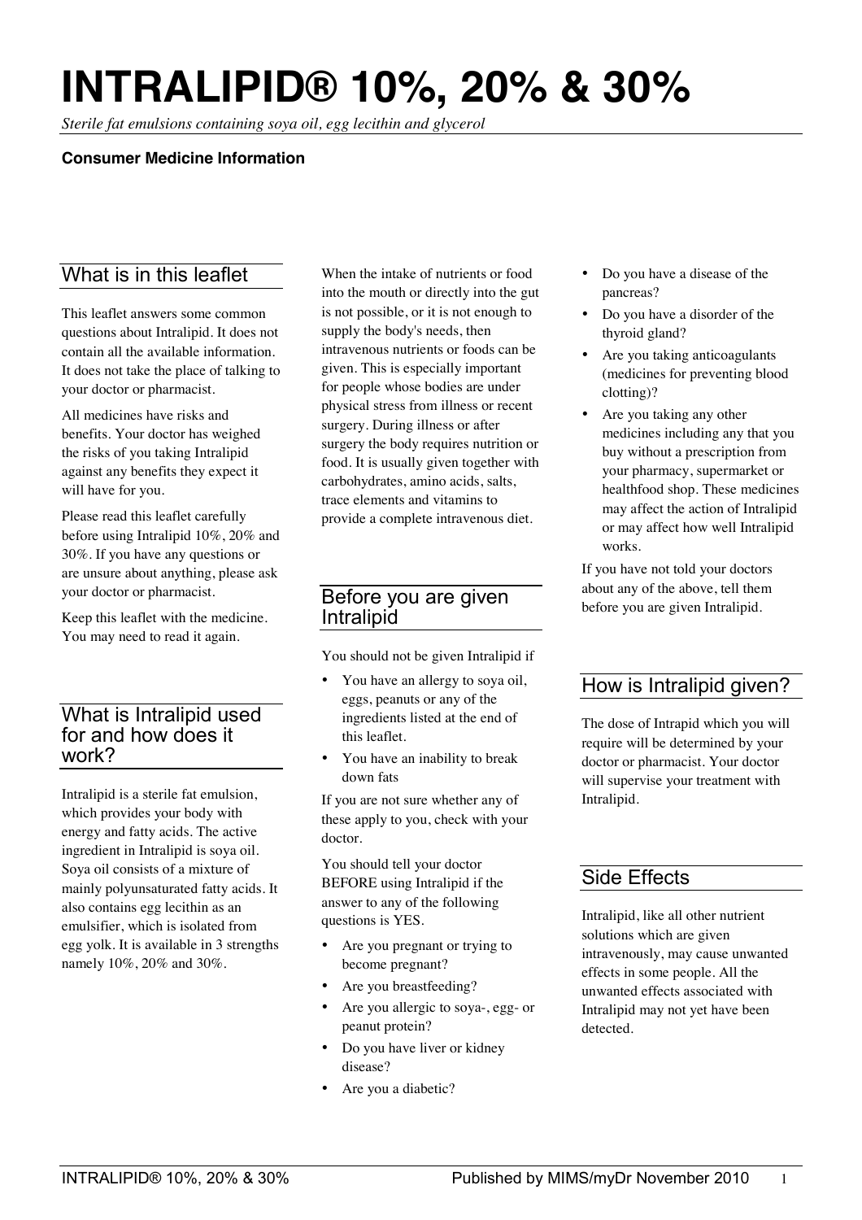# INTRALIPID® 10%, 20% & 30%

*Sterile fat emulsions containing soya oil, egg lecithin and glycerol*

**Consumer Medicine Information**

## What is in this leaflet

This leaflet answers some common questions about Intralipid. It does not contain all the available information. It does not take the place of talking to your doctor or pharmacist.

All medicines have risks and benefits. Your doctor has weighed the risks of you taking Intralipid against any benefits they expect it will have for you.

Please read this leaflet carefully before using Intralipid 10%, 20% and 30%. If you have any questions or are unsure about anything, please ask your doctor or pharmacist.

Keep this leaflet with the medicine. You may need to read it again.

## What is Intralipid used for and how does it work?

Intralipid is a sterile fat emulsion, which provides your body with energy and fatty acids. The active ingredient in Intralipid is soya oil. Soya oil consists of a mixture of mainly polyunsaturated fatty acids. It also contains egg lecithin as an emulsifier, which is isolated from egg yolk. It is available in 3 strengths namely 10%, 20% and 30%.

When the intake of nutrients or food into the mouth or directly into the gut is not possible, or it is not enough to supply the body's needs, then intravenous nutrients or foods can be given. This is especially important for people whose bodies are under physical stress from illness or recent surgery. During illness or after surgery the body requires nutrition or food. It is usually given together with carbohydrates, amino acids, salts, trace elements and vitamins to provide a complete intravenous diet.

## Before you are given Intralipid

You should not be given Intralipid if

- You have an allergy to soya oil, eggs, peanuts or any of the ingredients listed at the end of this leaflet.
- You have an inability to break down fats

If you are not sure whether any of these apply to you, check with your doctor.

You should tell your doctor BEFORE using Intralipid if the answer to any of the following questions is YES.

- Are you pregnant or trying to become pregnant?
- Are you breastfeeding?
- Are you allergic to soya-, egg- or peanut protein?
- Do you have liver or kidney disease?
- Are you a diabetic?
- Do you have a disease of the pancreas?
- Do you have a disorder of the thyroid gland?
- Are you taking anticoagulants (medicines for preventing blood clotting)?
- Are you taking any other medicines including any that you buy without a prescription from your pharmacy, supermarket or healthfood shop. These medicines may affect the action of Intralipid or may affect how well Intralipid works.

If you have not told your doctors about any of the above, tell them before you are given Intralipid.

## How is Intralipid given?

The dose of Intrapid which you will require will be determined by your doctor or pharmacist. Your doctor will supervise your treatment with Intralipid.

## Side Effects

Intralipid, like all other nutrient solutions which are given intravenously, may cause unwanted effects in some people. All the unwanted effects associated with Intralipid may not yet have been detected.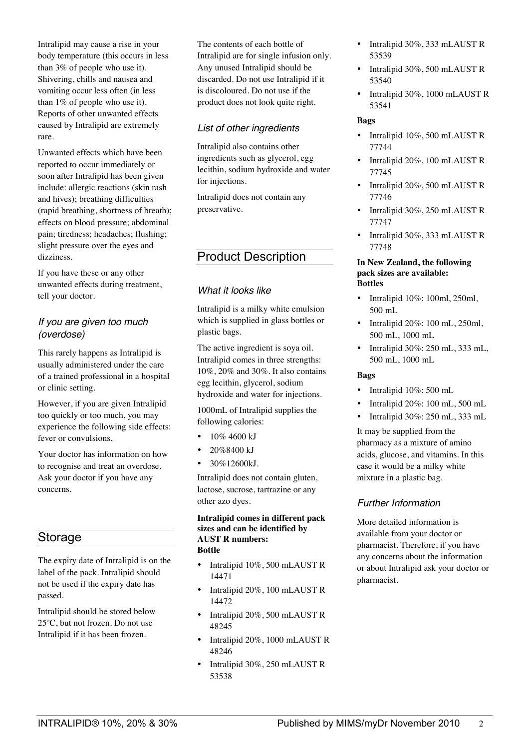Intralipid may cause a rise in your body temperature (this occurs in less than 3% of people who use it). Shivering, chills and nausea and vomiting occur less often (in less than 1% of people who use it). Reports of other unwanted effects caused by Intralipid are extremely rare.

Unwanted effects which have been reported to occur immediately or soon after Intralipid has been given include: allergic reactions (skin rash and hives); breathing difficulties (rapid breathing, shortness of breath); effects on blood pressure; abdominal pain; tiredness; headaches; flushing; slight pressure over the eyes and dizziness.

If you have these or any other unwanted effects during treatment, tell your doctor.

### *If you are given too much (overdose)*

This rarely happens as Intralipid is usually administered under the care of a trained professional in a hospital or clinic setting.

However, if you are given Intralipid too quickly or too much, you may experience the following side effects: fever or convulsions.

Your doctor has information on how to recognise and treat an overdose. Ask your doctor if you have any concerns.

## Storage

The expiry date of Intralipid is on the label of the pack. Intralipid should not be used if the expiry date has passed.

Intralipid should be stored below 25ºC, but not frozen. Do not use Intralipid if it has been frozen.

The contents of each bottle of Intralipid are for single infusion only. Any unused Intralipid should be discarded. Do not use Intralipid if it is discoloured. Do not use if the product does not look quite right.

### *List of other ingredients*

Intralipid also contains other ingredients such as glycerol, egg lecithin, sodium hydroxide and water for injections.

Intralipid does not contain any preservative.

## Product Description

### *What it looks like*

Intralipid is a milky white emulsion which is supplied in glass bottles or plastic bags.

The active ingredient is soya oil. Intralipid comes in three strengths: 10%, 20% and 30%. It also contains egg lecithin, glycerol, sodium hydroxide and water for injections.

1000mL of Intralipid supplies the following calories:

- 10% 4600 kJ
- 20%8400 kJ
- 30%12600kJ.

Intralipid does not contain gluten, lactose, sucrose, tartrazine or any other azo dyes.

**Intralipid comes in different pack sizes and can be identified by AUST R numbers:**
**Bottle**

- Intralipid 10%, 500 mLAUST R 14471
- Intralipid 20%, 100 mLAUST R 14472
- Intralipid 20%, 500 mLAUST R 48245
- Intralipid 20%, 1000 mLAUST R 48246
- Intralipid 30%, 250 mLAUST R 53538
- Intralipid 30%, 333 mLAUST R 53539
- Intralipid 30%, 500 mLAUST R 53540
- Intralipid 30%, 1000 mLAUST R 53541

**Bags**

- Intralipid 10%, 500 mLAUST R 77744
- Intralipid 20%, 100 mLAUST R 77745
- Intralipid 20%, 500 mLAUST R 77746
- Intralipid 30%, 250 mLAUST R 77747
- Intralipid 30%, 333 mLAUST R 77748

**In New Zealand, the following pack sizes are available:**
**Bottles**

- Intralipid 10%: 100ml, 250ml, 500 mL
- Intralipid 20%: 100 mL, 250ml, 500 mL, 1000 mL
- Intralipid 30%: 250 mL, 333 mL, 500 mL, 1000 mL

**Bags**

- Intralipid 10%: 500 mL
- Intralipid 20%: 100 mL, 500 mL
- Intralipid 30%: 250 mL, 333 mL

It may be supplied from the pharmacy as a mixture of amino acids, glucose, and vitamins. In this case it would be a milky white mixture in a plastic bag.

### *Further Information*

More detailed information is available from your doctor or pharmacist. Therefore, if you have any concerns about the information or about Intralipid ask your doctor or pharmacist.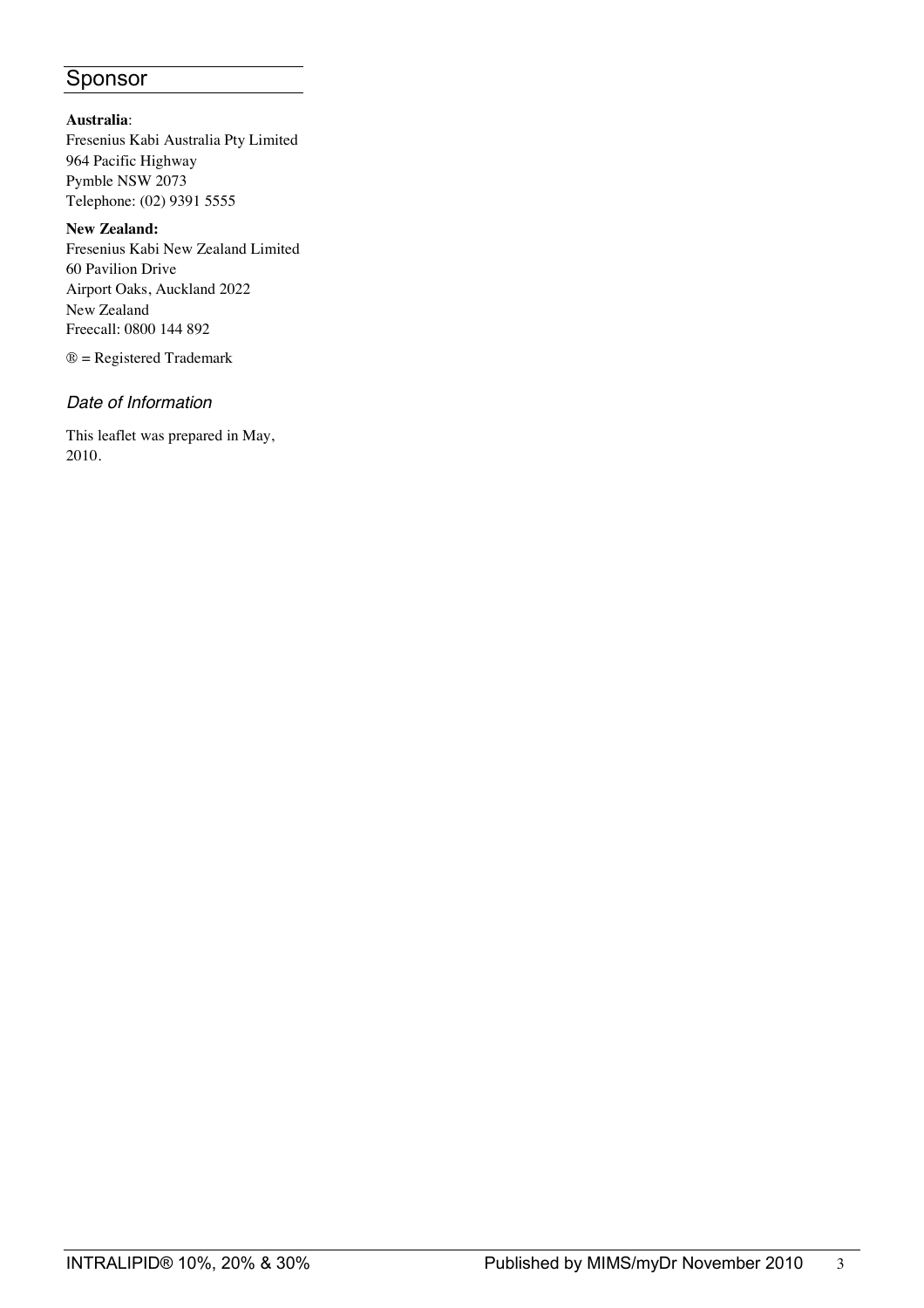## Sponsor

**Australia**:
Fresenius Kabi Australia Pty Limited
964 Pacific Highway
Pymble NSW 2073
Telephone: (02) 9391 5555

**New Zealand:**
Fresenius Kabi New Zealand Limited
60 Pavilion Drive
Airport Oaks, Auckland 2022
New Zealand
Freecall: 0800 144 892

® = Registered Trademark

### *Date of Information*

This leaflet was prepared in May, 2010.